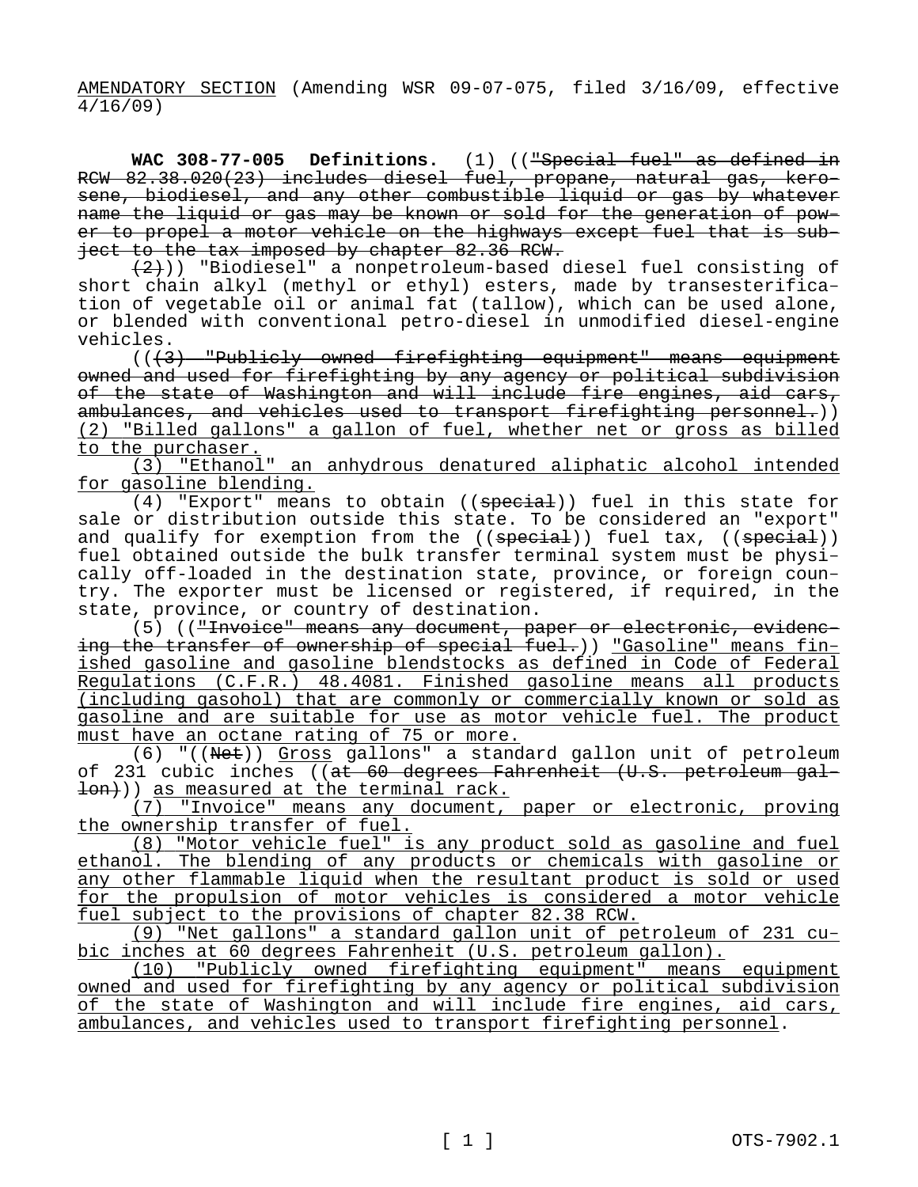AMENDATORY SECTION (Amending WSR 09-07-075, filed 3/16/09, effective 4/16/09)

**WAC 308-77-005 Definitions.** (1) (("Special fuel" as defined in RCW 82.38.020(23) includes diesel fuel, propane, natural gas, kerosene, biodiesel, and any other combustible liquid or gas by whatever name the liquid or gas may be known or sold for the generation of power to propel a motor vehicle on the highways except fuel that is subject to the tax imposed by chapter 82.36 RCW.

(2))) "Biodiesel" a nonpetroleum-based diesel fuel consisting of short chain alkyl (methyl or ethyl) esters, made by transesterification of vegetable oil or animal fat (tallow), which can be used alone, or blended with conventional petro-diesel in unmodified diesel-engine vehicles.

(((3) "Publicly owned firefighting equipment" means equipment owned and used for firefighting by any agency or political subdivision of the state of Washington and will include fire engines, aid cars, ambulances, and vehicles used to transport firefighting personnel.)) (2) "Billed gallons" a gallon of fuel, whether net or gross as billed to the purchaser.

(3) "Ethanol" an anhydrous denatured aliphatic alcohol intended for gasoline blending.

(4) "Export" means to obtain ((special)) fuel in this state for sale or distribution outside this state. To be considered an "export" and qualify for exemption from the ((special)) fuel tax, ((special)) fuel obtained outside the bulk transfer terminal system must be physically off-loaded in the destination state, province, or foreign country. The exporter must be licensed or registered, if required, in the state, province, or country of destination.

(5) (("Invoice" means any document, paper or electronic, evidencing the transfer of ownership of special fuel.)) "Gasoline" means finished gasoline and gasoline blendstocks as defined in Code of Federal Regulations (C.F.R.) 48.4081. Finished gasoline means all products (including gasohol) that are commonly or commercially known or sold as gasoline and are suitable for use as motor vehicle fuel. The product must have an octane rating of 75 or more.

(6) "((Net)) Gross gallons" a standard gallon unit of petroleum of 231 cubic inches ((at 60 degrees Fahrenheit (U.S. petroleum gallon))) as measured at the terminal rack.

(7) "Invoice" means any document, paper or electronic, proving the ownership transfer of fuel.

(8) "Motor vehicle fuel" is any product sold as gasoline and fuel ethanol. The blending of any products or chemicals with gasoline or any other flammable liquid when the resultant product is sold or used for the propulsion of motor vehicles is considered a motor vehicle fuel subject to the provisions of chapter 82.38 RCW.

(9) "Net gallons" a standard gallon unit of petroleum of 231 cubic inches at 60 degrees Fahrenheit (U.S. petroleum gallon).

(10) "Publicly owned firefighting equipment" means equipment owned and used for firefighting by any agency or political subdivision of the state of Washington and will include fire engines, aid cars, ambulances, and vehicles used to transport firefighting personnel.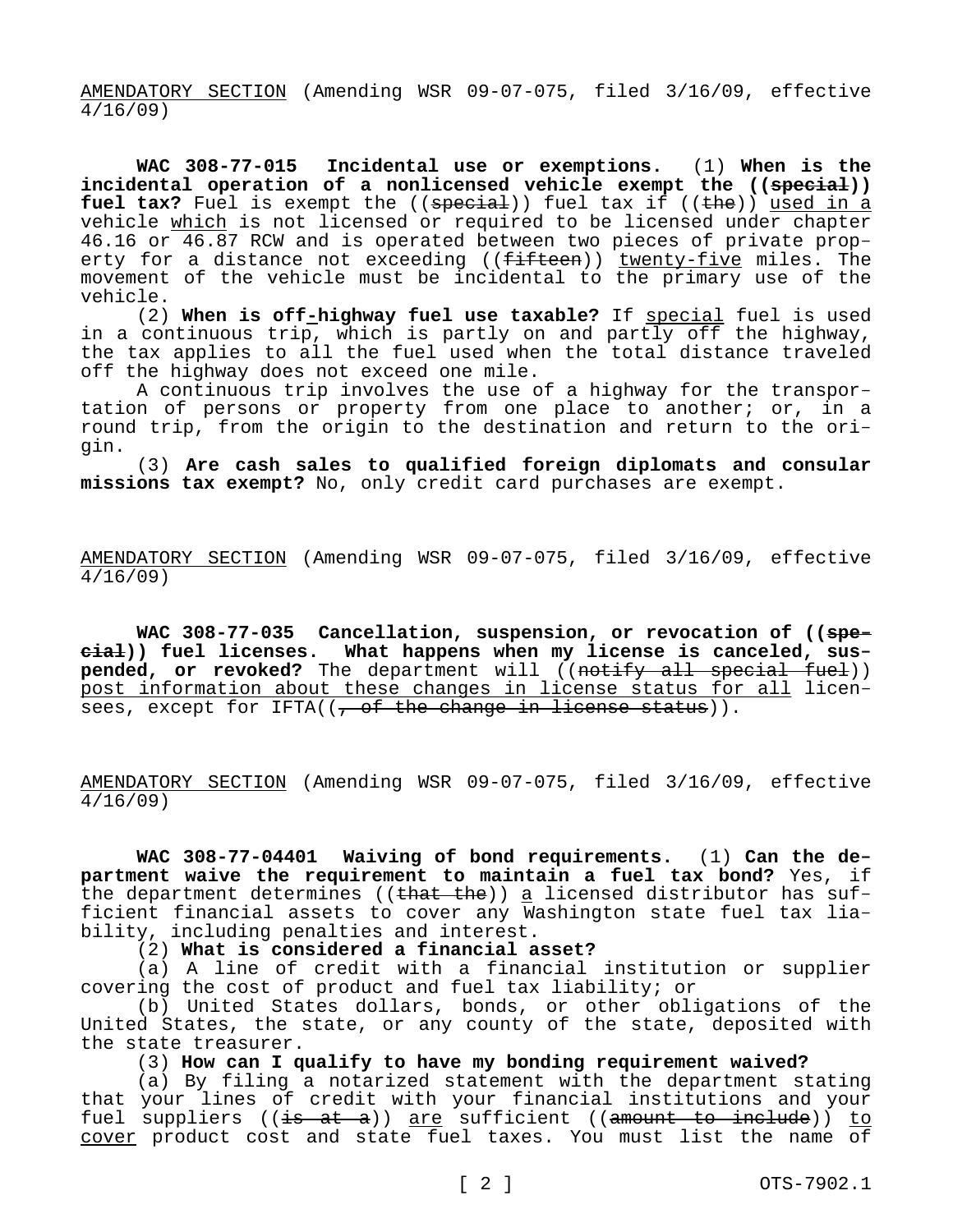AMENDATORY SECTION (Amending WSR 09-07-075, filed 3/16/09, effective 4/16/09)

**WAC 308-77-015 Incidental use or exemptions.** (1) **When is the incidental operation of a nonlicensed vehicle exempt the ((~~special~~)) fuel tax?** Fuel is exempt the ((~~special~~)) fuel tax if ((~~the~~)) used in a vehicle which is not licensed or required to be licensed under chapter 46.16 or 46.87 RCW and is operated between two pieces of private property for a distance not exceeding ((~~fifteen~~)) twenty-five miles. The movement of the vehicle must be incidental to the primary use of the vehicle.

(2) **When is off-highway fuel use taxable?** If special fuel is used in a continuous trip, which is partly on and partly off the highway, the tax applies to all the fuel used when the total distance traveled off the highway does not exceed one mile.

A continuous trip involves the use of a highway for the transportation of persons or property from one place to another; or, in a round trip, from the origin to the destination and return to the origin.

(3) **Are cash sales to qualified foreign diplomats and consular missions tax exempt?** No, only credit card purchases are exempt.

AMENDATORY SECTION (Amending WSR 09-07-075, filed 3/16/09, effective 4/16/09)

**WAC 308-77-035 Cancellation, suspension, or revocation of ((~~special~~)) fuel licenses. What happens when my license is canceled, suspended, or revoked?** The department will ((~~notify all special fuel~~)) post information about these changes in license status for all licensees, except for IFTA((~~, of the change in license status~~)).

AMENDATORY SECTION (Amending WSR 09-07-075, filed 3/16/09, effective 4/16/09)

**WAC 308-77-04401 Waiving of bond requirements.** (1) **Can the department waive the requirement to maintain a fuel tax bond?** Yes, if the department determines ((~~that the~~)) a licensed distributor has sufficient financial assets to cover any Washington state fuel tax liability, including penalties and interest.

(2) **What is considered a financial asset?**

(a) A line of credit with a financial institution or supplier covering the cost of product and fuel tax liability; or

(b) United States dollars, bonds, or other obligations of the United States, the state, or any county of the state, deposited with the state treasurer.

(3) **How can I qualify to have my bonding requirement waived?**

(a) By filing a notarized statement with the department stating that your lines of credit with your financial institutions and your fuel suppliers ((~~is at a~~)) are sufficient ((~~amount to include~~)) to cover product cost and state fuel taxes. You must list the name of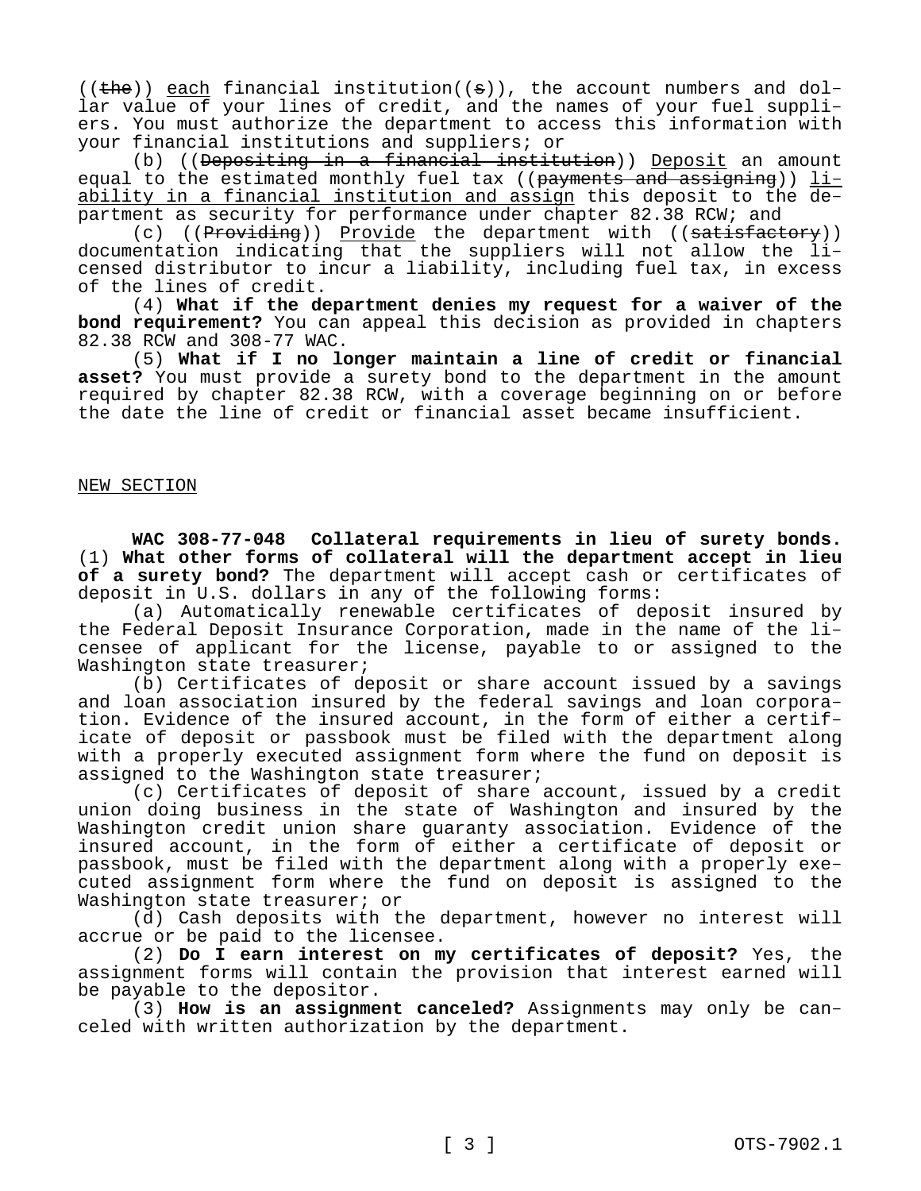((~~the~~)) <u>each</u> financial institution((~~s~~)), the account numbers and dollar value of your lines of credit, and the names of your fuel suppliers. You must authorize the department to access this information with your financial institutions and suppliers; or

(b) ((~~Depositing in a financial institution~~)) <u>Deposit</u> an amount equal to the estimated monthly fuel tax ((~~payments and assigning~~)) <u>liability in a financial institution and assign</u> this deposit to the department as security for performance under chapter 82.38 RCW; and

(c) ((~~Providing~~)) <u>Provide</u> the department with ((~~satisfactory~~)) documentation indicating that the suppliers will not allow the licensed distributor to incur a liability, including fuel tax, in excess of the lines of credit.

(4) **What if the department denies my request for a waiver of the bond requirement?** You can appeal this decision as provided in chapters 82.38 RCW and 308-77 WAC.

(5) **What if I no longer maintain a line of credit or financial asset?** You must provide a surety bond to the department in the amount required by chapter 82.38 RCW, with a coverage beginning on or before the date the line of credit or financial asset became insufficient.

<u>NEW SECTION</u>

**WAC 308-77-048 Collateral requirements in lieu of surety bonds.** (1) **What other forms of collateral will the department accept in lieu of a surety bond?** The department will accept cash or certificates of deposit in U.S. dollars in any of the following forms:

(a) Automatically renewable certificates of deposit insured by the Federal Deposit Insurance Corporation, made in the name of the licensee of applicant for the license, payable to or assigned to the Washington state treasurer;

(b) Certificates of deposit or share account issued by a savings and loan association insured by the federal savings and loan corporation. Evidence of the insured account, in the form of either a certificate of deposit or passbook must be filed with the department along with a properly executed assignment form where the fund on deposit is assigned to the Washington state treasurer;

(c) Certificates of deposit of share account, issued by a credit union doing business in the state of Washington and insured by the Washington credit union share guaranty association. Evidence of the insured account, in the form of either a certificate of deposit or passbook, must be filed with the department along with a properly executed assignment form where the fund on deposit is assigned to the Washington state treasurer; or

(d) Cash deposits with the department, however no interest will accrue or be paid to the licensee.

(2) **Do I earn interest on my certificates of deposit?** Yes, the assignment forms will contain the provision that interest earned will be payable to the depositor.

(3) **How is an assignment canceled?** Assignments may only be canceled with written authorization by the department.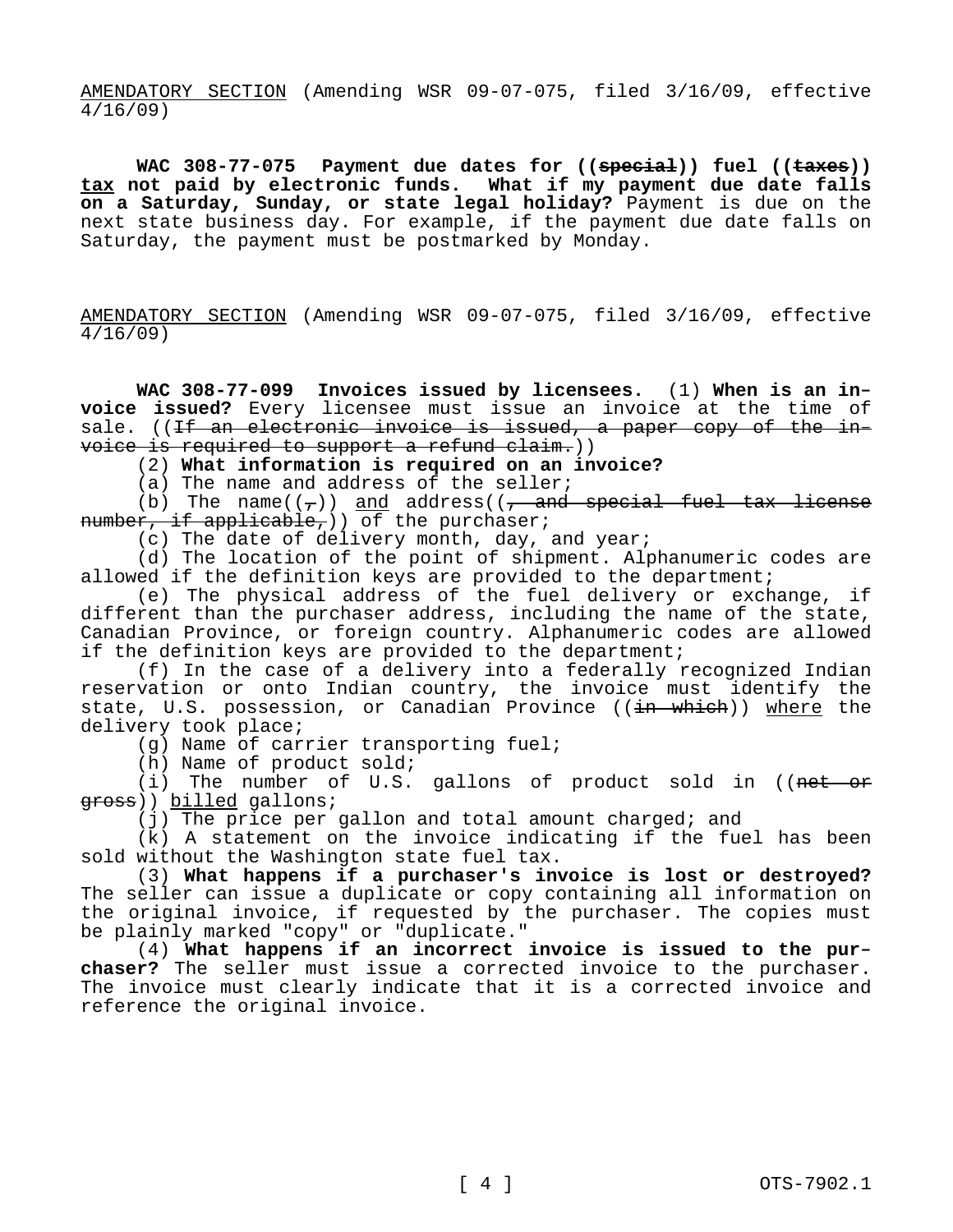AMENDATORY SECTION (Amending WSR 09-07-075, filed 3/16/09, effective 4/16/09)

**WAC 308-77-075 Payment due dates for ((~~special~~)) fuel ((~~taxes~~)) tax not paid by electronic funds. What if my payment due date falls on a Saturday, Sunday, or state legal holiday?** Payment is due on the next state business day. For example, if the payment due date falls on Saturday, the payment must be postmarked by Monday.

AMENDATORY SECTION (Amending WSR 09-07-075, filed 3/16/09, effective 4/16/09)

**WAC 308-77-099 Invoices issued by licensees.** (1) **When is an invoice issued?** Every licensee must issue an invoice at the time of sale. ((~~If an electronic invoice is issued, a paper copy of the invoice is required to support a refund claim.~~))

(2) **What information is required on an invoice?**

(a) The name and address of the seller;

(b) The name((~~,~~)) and address((~~, and special fuel tax license number, if applicable,~~)) of the purchaser;

(c) The date of delivery month, day, and year;

(d) The location of the point of shipment. Alphanumeric codes are allowed if the definition keys are provided to the department;

(e) The physical address of the fuel delivery or exchange, if different than the purchaser address, including the name of the state, Canadian Province, or foreign country. Alphanumeric codes are allowed if the definition keys are provided to the department;

(f) In the case of a delivery into a federally recognized Indian reservation or onto Indian country, the invoice must identify the state, U.S. possession, or Canadian Province ((~~in which~~)) where the delivery took place;

(g) Name of carrier transporting fuel;

(h) Name of product sold;

(i) The number of U.S. gallons of product sold in ((~~net or gross~~)) billed gallons;

(j) The price per gallon and total amount charged; and

(k) A statement on the invoice indicating if the fuel has been sold without the Washington state fuel tax.

(3) **What happens if a purchaser's invoice is lost or destroyed?** The seller can issue a duplicate or copy containing all information on the original invoice, if requested by the purchaser. The copies must be plainly marked "copy" or "duplicate."

(4) **What happens if an incorrect invoice is issued to the purchaser?** The seller must issue a corrected invoice to the purchaser. The invoice must clearly indicate that it is a corrected invoice and reference the original invoice.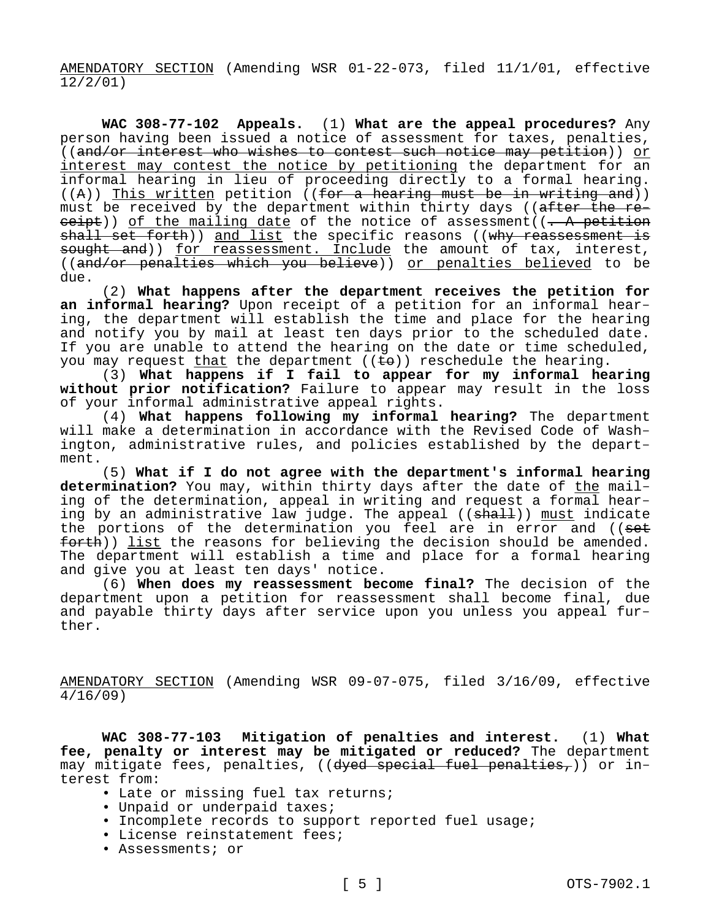AMENDATORY SECTION (Amending WSR 01-22-073, filed 11/1/01, effective 12/2/01)

**WAC 308-77-102 Appeals.** (1) **What are the appeal procedures?** Any person having been issued a notice of assessment for taxes, penalties, ((~~and/or interest who wishes to contest such notice may petition~~)) or interest may contest the notice by petitioning the department for an informal hearing in lieu of proceeding directly to a formal hearing. ((~~A~~)) This written petition ((~~for a hearing must be in writing and~~)) must be received by the department within thirty days ((~~after the receipt~~)) of the mailing date of the notice of assessment((~~. A petition shall set forth~~)) and list the specific reasons ((~~why reassessment is sought and~~)) for reassessment. Include the amount of tax, interest, ((~~and/or penalties which you believe~~)) or penalties believed to be due.

(2) **What happens after the department receives the petition for an informal hearing?** Upon receipt of a petition for an informal hearing, the department will establish the time and place for the hearing and notify you by mail at least ten days prior to the scheduled date. If you are unable to attend the hearing on the date or time scheduled, you may request that the department ((~~to~~)) reschedule the hearing.

(3) **What happens if I fail to appear for my informal hearing without prior notification?** Failure to appear may result in the loss of your informal administrative appeal rights.

(4) **What happens following my informal hearing?** The department will make a determination in accordance with the Revised Code of Washington, administrative rules, and policies established by the department.

(5) **What if I do not agree with the department's informal hearing determination?** You may, within thirty days after the date of the mailing of the determination, appeal in writing and request a formal hearing by an administrative law judge. The appeal ((~~shall~~)) must indicate the portions of the determination you feel are in error and ((~~set forth~~)) list the reasons for believing the decision should be amended. The department will establish a time and place for a formal hearing and give you at least ten days' notice.

(6) **When does my reassessment become final?** The decision of the department upon a petition for reassessment shall become final, due and payable thirty days after service upon you unless you appeal further.

AMENDATORY SECTION (Amending WSR 09-07-075, filed 3/16/09, effective 4/16/09)

**WAC 308-77-103 Mitigation of penalties and interest.** (1) **What fee, penalty or interest may be mitigated or reduced?** The department may mitigate fees, penalties, ((~~dyed special fuel penalties,~~)) or interest from:

- Late or missing fuel tax returns;
- Unpaid or underpaid taxes;
- Incomplete records to support reported fuel usage;
- License reinstatement fees;
- Assessments; or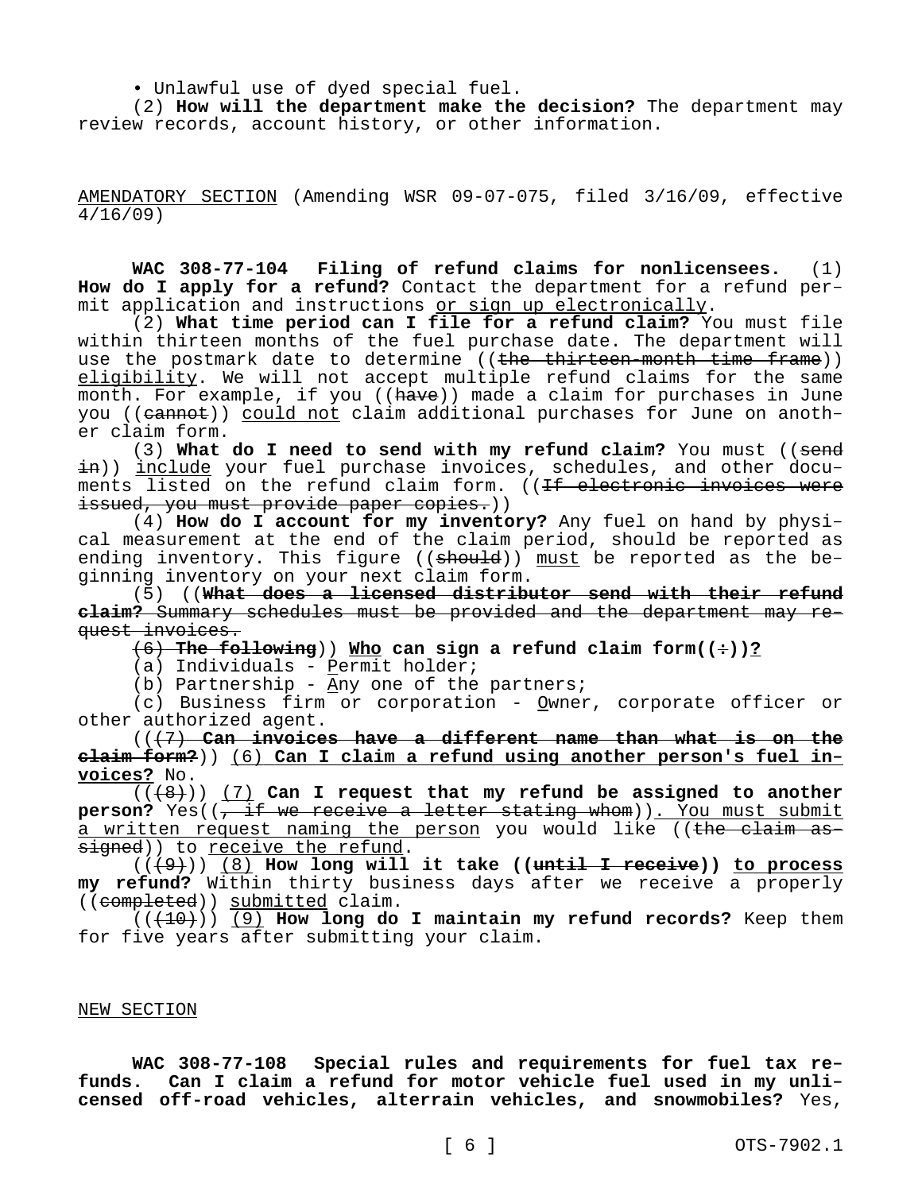• Unlawful use of dyed special fuel.

(2) **How will the department make the decision?** The department may review records, account history, or other information.

AMENDATORY SECTION (Amending WSR 09-07-075, filed 3/16/09, effective 4/16/09)

**WAC 308-77-104 Filing of refund claims for nonlicensees.** (1) **How do I apply for a refund?** Contact the department for a refund permit application and instructions or sign up electronically.

(2) **What time period can I file for a refund claim?** You must file within thirteen months of the fuel purchase date. The department will use the postmark date to determine ((~~the thirteen-month time frame~~)) eligibility. We will not accept multiple refund claims for the same month. For example, if you ((~~have~~)) made a claim for purchases in June you ((~~cannot~~)) could not claim additional purchases for June on another claim form.

(3) **What do I need to send with my refund claim?** You must ((~~send in~~)) include your fuel purchase invoices, schedules, and other documents listed on the refund claim form. ((~~If electronic invoices were issued, you must provide paper copies.~~))

(4) **How do I account for my inventory?** Any fuel on hand by physical measurement at the end of the claim period, should be reported as ending inventory. This figure ((~~should~~)) must be reported as the beginning inventory on your next claim form.

(5) ((~~**What does a licensed distributor send with their refund claim?** Summary schedules must be provided and the department may request invoices.~~

~~(6) **The following**~~)) **Who can sign a refund claim form((~~:~~))?**

(a) Individuals - Permit holder;

(b) Partnership - Any one of the partners;

(c) Business firm or corporation - Owner, corporate officer or other authorized agent.

((~~(7) **Can invoices have a different name than what is on the claim form?**~~)) (6) **Can I claim a refund using another person's fuel invoices?** No.

((~~(8)~~)) (7) **Can I request that my refund be assigned to another person?** Yes((~~, if we receive a letter stating whom~~)). You must submit a written request naming the person you would like ((~~the claim assigned~~)) to receive the refund.

((~~(9)~~)) (8) **How long will it take ((~~until I receive~~)) to process my refund?** Within thirty business days after we receive a properly ((~~completed~~)) submitted claim.

((~~(10)~~)) (9) **How long do I maintain my refund records?** Keep them for five years after submitting your claim.

NEW SECTION

**WAC 308-77-108 Special rules and requirements for fuel tax refunds. Can I claim a refund for motor vehicle fuel used in my unlicensed off-road vehicles, alterrain vehicles, and snowmobiles?** Yes,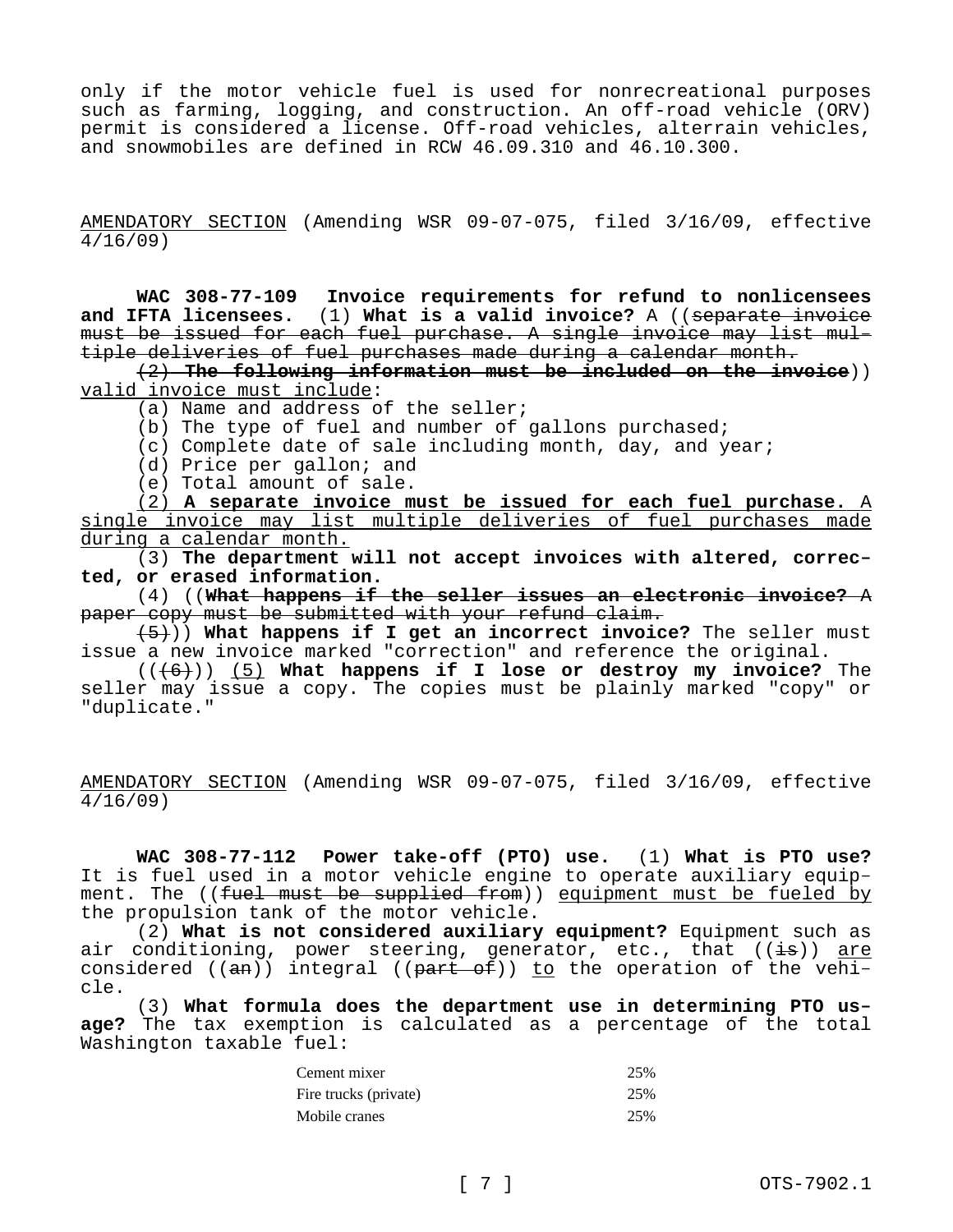only if the motor vehicle fuel is used for nonrecreational purposes such as farming, logging, and construction. An off-road vehicle (ORV) permit is considered a license. Off-road vehicles, alterrain vehicles, and snowmobiles are defined in RCW 46.09.310 and 46.10.300.

AMENDATORY SECTION (Amending WSR 09-07-075, filed 3/16/09, effective 4/16/09)

**WAC 308-77-109 Invoice requirements for refund to nonlicensees and IFTA licensees.** (1) **What is a valid invoice?** A ((~~separate invoice must be issued for each fuel purchase. A single invoice may list multiple deliveries of fuel purchases made during a calendar month.~~

~~(2)~~ ~~**The following information must be included on the invoice**~~)) valid invoice must include:

(a) Name and address of the seller;

(b) The type of fuel and number of gallons purchased;

(c) Complete date of sale including month, day, and year;

(d) Price per gallon; and

(e) Total amount of sale.

(2) **A separate invoice must be issued for each fuel purchase.** A single invoice may list multiple deliveries of fuel purchases made during a calendar month.

(3) **The department will not accept invoices with altered, corrected, or erased information.**

(4) ((~~**What happens if the seller issues an electronic invoice?**~~ ~~A paper copy must be submitted with your refund claim.~~

~~(5)~~)) **What happens if I get an incorrect invoice?** The seller must issue a new invoice marked "correction" and reference the original.

((~~(6)~~)) (5) **What happens if I lose or destroy my invoice?** The seller may issue a copy. The copies must be plainly marked "copy" or "duplicate."

AMENDATORY SECTION (Amending WSR 09-07-075, filed 3/16/09, effective 4/16/09)

**WAC 308-77-112 Power take-off (PTO) use.** (1) **What is PTO use?** It is fuel used in a motor vehicle engine to operate auxiliary equipment. The ((~~fuel must be supplied from~~)) equipment must be fueled by the propulsion tank of the motor vehicle.

(2) **What is not considered auxiliary equipment?** Equipment such as air conditioning, power steering, generator, etc., that ((~~is~~)) are considered ((~~an~~)) integral ((~~part of~~)) to the operation of the vehicle.

(3) **What formula does the department use in determining PTO usage?** The tax exemption is calculated as a percentage of the total Washington taxable fuel:

| | |
|---|---|
| Cement mixer | 25% |
| Fire trucks (private) | 25% |
| Mobile cranes | 25% |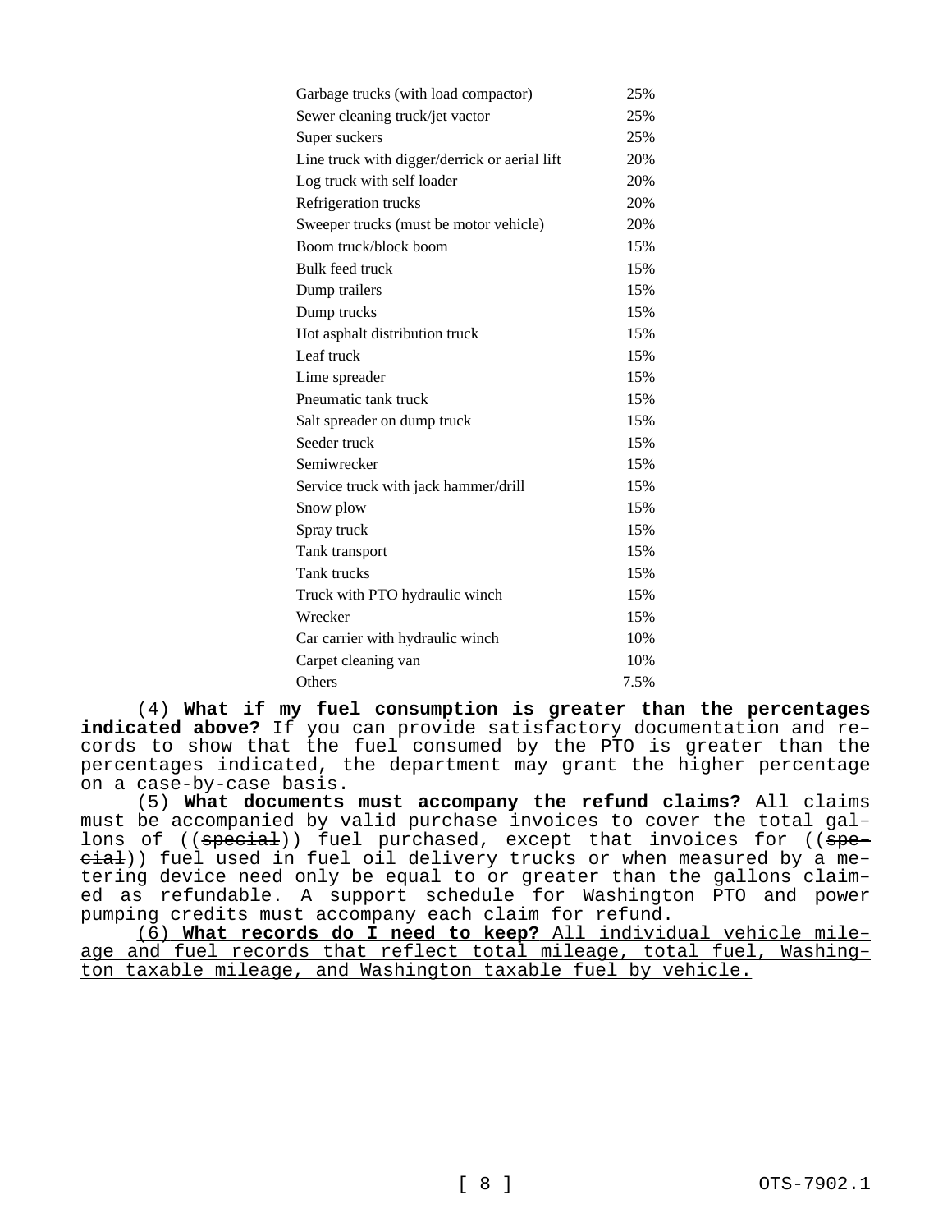| | |
|---|---|
| Garbage trucks (with load compactor) | 25% |
| Sewer cleaning truck/jet vactor | 25% |
| Super suckers | 25% |
| Line truck with digger/derrick or aerial lift | 20% |
| Log truck with self loader | 20% |
| Refrigeration trucks | 20% |
| Sweeper trucks (must be motor vehicle) | 20% |
| Boom truck/block boom | 15% |
| Bulk feed truck | 15% |
| Dump trailers | 15% |
| Dump trucks | 15% |
| Hot asphalt distribution truck | 15% |
| Leaf truck | 15% |
| Lime spreader | 15% |
| Pneumatic tank truck | 15% |
| Salt spreader on dump truck | 15% |
| Seeder truck | 15% |
| Semiwrecker | 15% |
| Service truck with jack hammer/drill | 15% |
| Snow plow | 15% |
| Spray truck | 15% |
| Tank transport | 15% |
| Tank trucks | 15% |
| Truck with PTO hydraulic winch | 15% |
| Wrecker | 15% |
| Car carrier with hydraulic winch | 10% |
| Carpet cleaning van | 10% |
| Others | 7.5% |

(4) **What if my fuel consumption is greater than the percentages indicated above?** If you can provide satisfactory documentation and records to show that the fuel consumed by the PTO is greater than the percentages indicated, the department may grant the higher percentage on a case-by-case basis.

(5) **What documents must accompany the refund claims?** All claims must be accompanied by valid purchase invoices to cover the total gallons of ((~~special~~)) fuel purchased, except that invoices for ((~~special~~)) fuel used in fuel oil delivery trucks or when measured by a metering device need only be equal to or greater than the gallons claimed as refundable. A support schedule for Washington PTO and power pumping credits must accompany each claim for refund.

<u>(6) **What records do I need to keep?** All individual vehicle mileage and fuel records that reflect total mileage, total fuel, Washington taxable mileage, and Washington taxable fuel by vehicle.</u>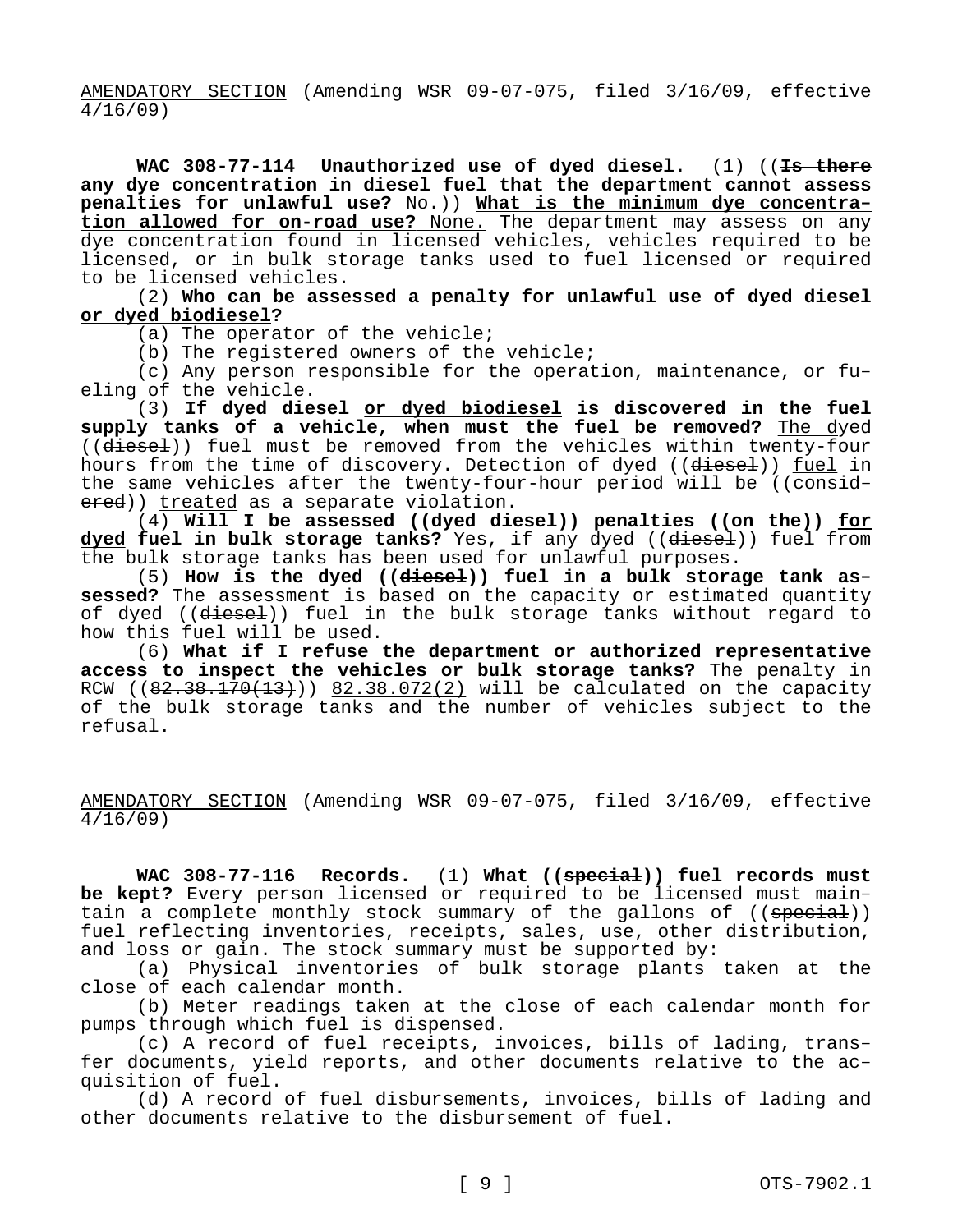AMENDATORY SECTION (Amending WSR 09-07-075, filed 3/16/09, effective 4/16/09)

**WAC 308-77-114 Unauthorized use of dyed diesel.** (1) ((~~**Is there any dye concentration in diesel fuel that the department cannot assess penalties for unlawful use?** No.~~)) **What is the minimum dye concentration allowed for on-road use?** None. The department may assess on any dye concentration found in licensed vehicles, vehicles required to be licensed, or in bulk storage tanks used to fuel licensed or required to be licensed vehicles.

(2) **Who can be assessed a penalty for unlawful use of dyed diesel or dyed biodiesel?**

(a) The operator of the vehicle;

(b) The registered owners of the vehicle;

(c) Any person responsible for the operation, maintenance, or fueling of the vehicle.

(3) **If dyed diesel or dyed biodiesel is discovered in the fuel supply tanks of a vehicle, when must the fuel be removed?** The dyed ((~~diesel~~)) fuel must be removed from the vehicles within twenty-four hours from the time of discovery. Detection of dyed ((~~diesel~~)) fuel in the same vehicles after the twenty-four-hour period will be ((~~considered~~)) treated as a separate violation.

(4) **Will I be assessed ((~~dyed diesel~~)) penalties ((~~on the~~)) for dyed fuel in bulk storage tanks?** Yes, if any dyed ((~~diesel~~)) fuel from the bulk storage tanks has been used for unlawful purposes.

(5) **How is the dyed ((~~diesel~~)) fuel in a bulk storage tank assessed?** The assessment is based on the capacity or estimated quantity of dyed ((~~diesel~~)) fuel in the bulk storage tanks without regard to how this fuel will be used.

(6) **What if I refuse the department or authorized representative access to inspect the vehicles or bulk storage tanks?** The penalty in RCW ((~~82.38.170(13)~~)) 82.38.072(2) will be calculated on the capacity of the bulk storage tanks and the number of vehicles subject to the refusal.

AMENDATORY SECTION (Amending WSR 09-07-075, filed 3/16/09, effective 4/16/09)

**WAC 308-77-116 Records.** (1) **What ((~~special~~)) fuel records must be kept?** Every person licensed or required to be licensed must maintain a complete monthly stock summary of the gallons of ((~~special~~)) fuel reflecting inventories, receipts, sales, use, other distribution, and loss or gain. The stock summary must be supported by:

(a) Physical inventories of bulk storage plants taken at the close of each calendar month.

(b) Meter readings taken at the close of each calendar month for pumps through which fuel is dispensed.

(c) A record of fuel receipts, invoices, bills of lading, transfer documents, yield reports, and other documents relative to the acquisition of fuel.

(d) A record of fuel disbursements, invoices, bills of lading and other documents relative to the disbursement of fuel.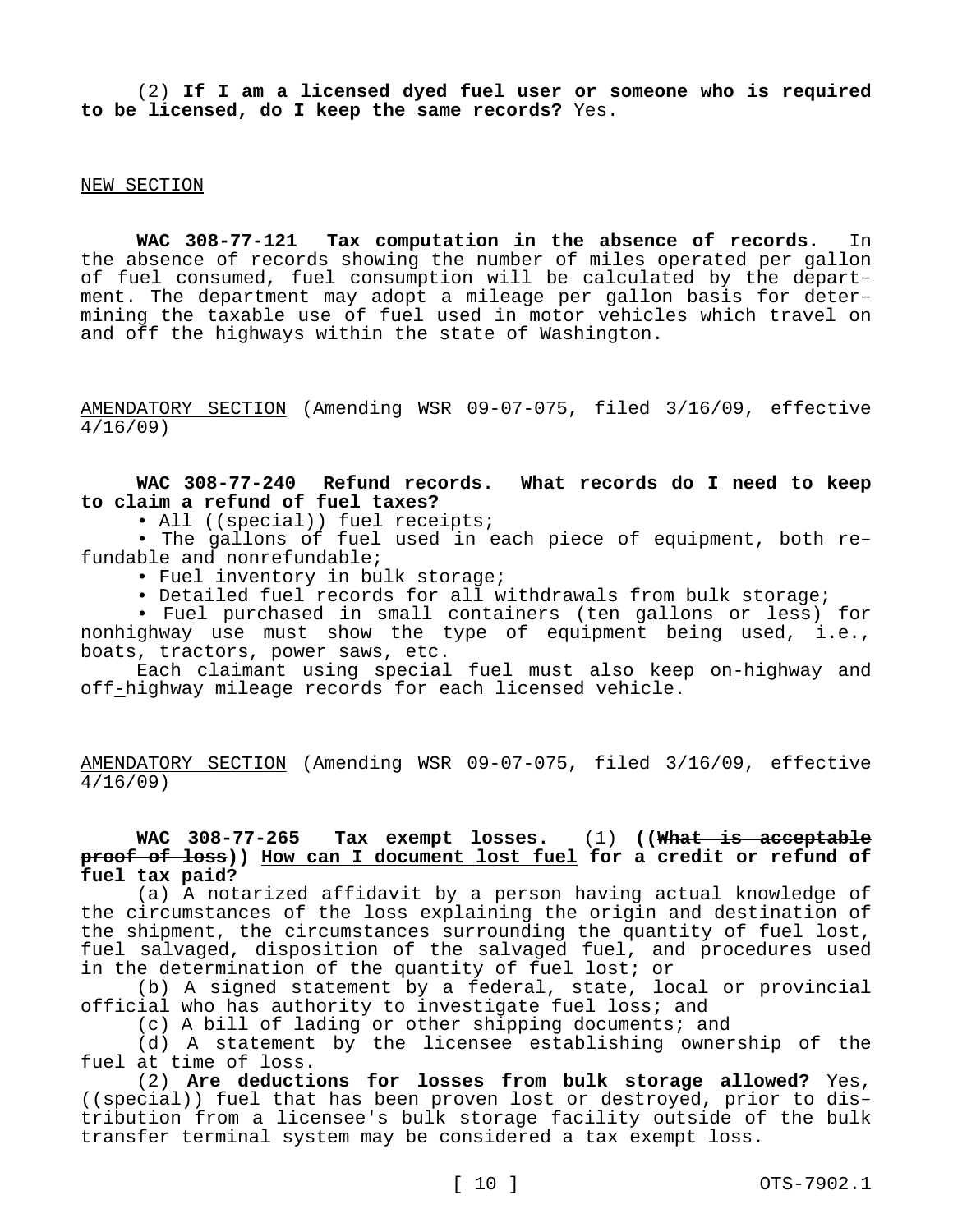(2) **If I am a licensed dyed fuel user or someone who is required to be licensed, do I keep the same records?** Yes.

NEW SECTION

**WAC 308-77-121 Tax computation in the absence of records.** In the absence of records showing the number of miles operated per gallon of fuel consumed, fuel consumption will be calculated by the department. The department may adopt a mileage per gallon basis for determining the taxable use of fuel used in motor vehicles which travel on and off the highways within the state of Washington.

AMENDATORY SECTION (Amending WSR 09-07-075, filed 3/16/09, effective 4/16/09)

**WAC 308-77-240 Refund records. What records do I need to keep to claim a refund of fuel taxes?**

- All ((~~special~~)) fuel receipts;
- The gallons of fuel used in each piece of equipment, both refundable and nonrefundable;
- Fuel inventory in bulk storage;
- Detailed fuel records for all withdrawals from bulk storage;
- Fuel purchased in small containers (ten gallons or less) for nonhighway use must show the type of equipment being used, i.e., boats, tractors, power saws, etc.

Each claimant using special fuel must also keep on-highway and off-highway mileage records for each licensed vehicle.

AMENDATORY SECTION (Amending WSR 09-07-075, filed 3/16/09, effective 4/16/09)

**WAC 308-77-265 Tax exempt losses.** (1) **((~~What is acceptable proof of loss~~)) How can I document lost fuel for a credit or refund of fuel tax paid?**

(a) A notarized affidavit by a person having actual knowledge of the circumstances of the loss explaining the origin and destination of the shipment, the circumstances surrounding the quantity of fuel lost, fuel salvaged, disposition of the salvaged fuel, and procedures used in the determination of the quantity of fuel lost; or

(b) A signed statement by a federal, state, local or provincial official who has authority to investigate fuel loss; and

(c) A bill of lading or other shipping documents; and

(d) A statement by the licensee establishing ownership of the fuel at time of loss.

(2) **Are deductions for losses from bulk storage allowed?** Yes, ((~~special~~)) fuel that has been proven lost or destroyed, prior to distribution from a licensee's bulk storage facility outside of the bulk transfer terminal system may be considered a tax exempt loss.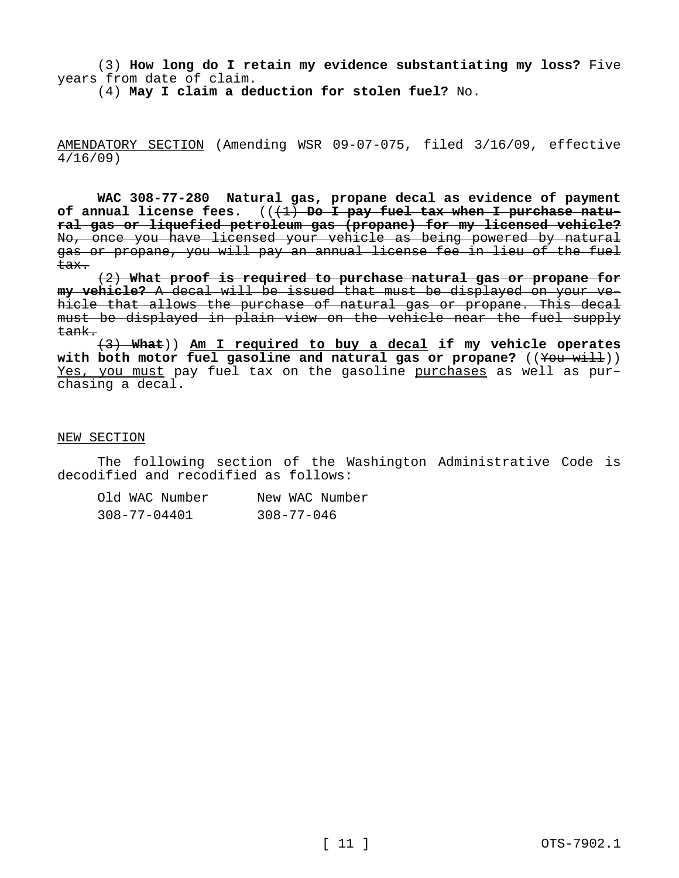(3) **How long do I retain my evidence substantiating my loss?** Five years from date of claim.

(4) **May I claim a deduction for stolen fuel?** No.

AMENDATORY SECTION (Amending WSR 09-07-075, filed 3/16/09, effective 4/16/09)

**WAC 308-77-280 Natural gas, propane decal as evidence of payment of annual license fees.** ((~~(1)~~ ~~**Do I pay fuel tax when I purchase natural gas or liquefied petroleum gas (propane) for my licensed vehicle?**~~ ~~No, once you have licensed your vehicle as being powered by natural gas or propane, you will pay an annual license fee in lieu of the fuel tax.~~

~~(2)~~ ~~**What proof is required to purchase natural gas or propane for my vehicle?**~~ ~~A decal will be issued that must be displayed on your vehicle that allows the purchase of natural gas or propane. This decal must be displayed in plain view on the vehicle near the fuel supply tank.~~

~~(3)~~ ~~**What**~~)) **Am I required to buy a decal if my vehicle operates with both motor fuel gasoline and natural gas or propane?** ((~~You will~~)) Yes, you must pay fuel tax on the gasoline purchases as well as purchasing a decal.

NEW SECTION

The following section of the Washington Administrative Code is decodified and recodified as follows:

| Old WAC Number | New WAC Number |
|---|---|
| 308-77-04401 | 308-77-046 |